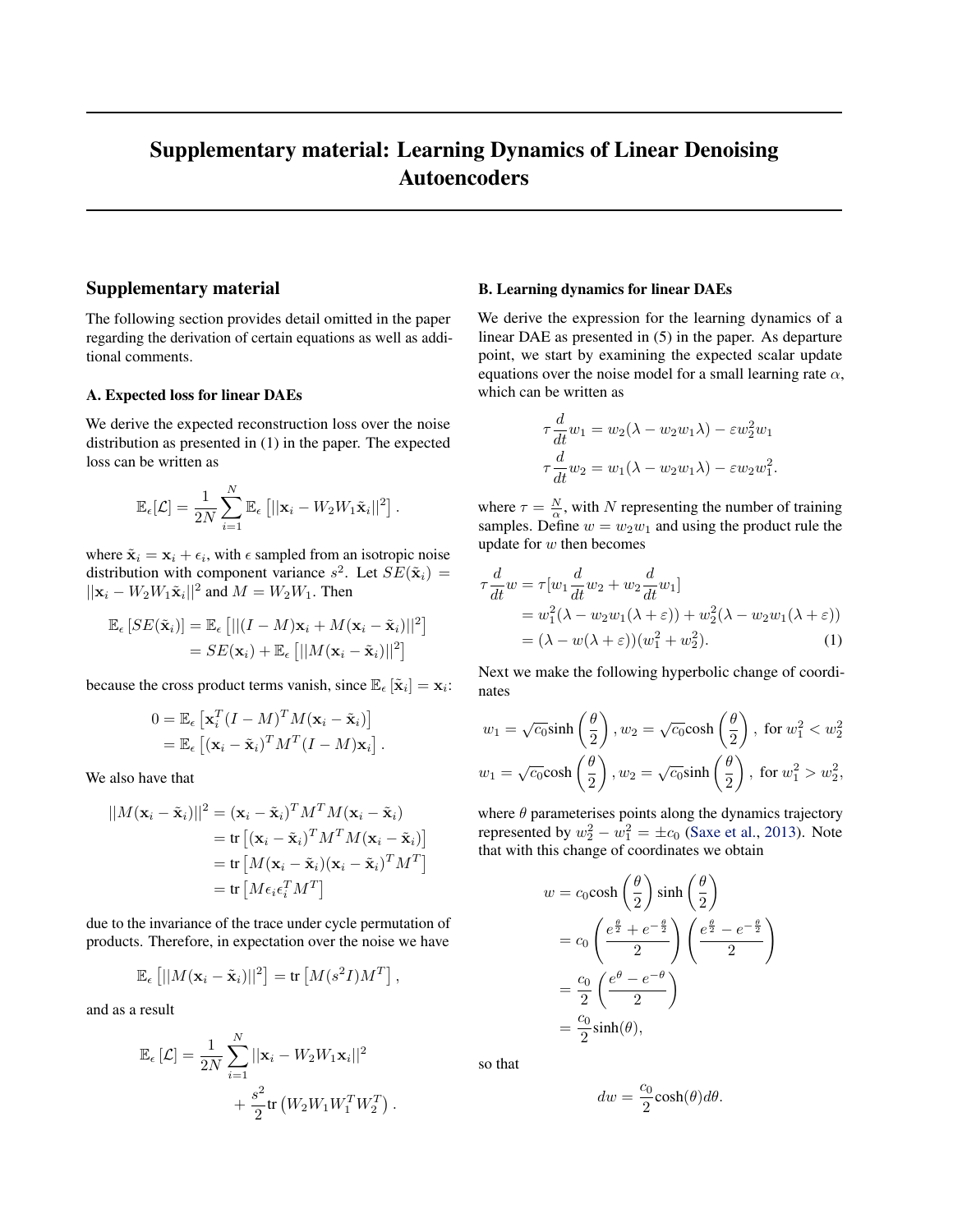# Supplementary material: Learning Dynamics of Linear Denoising Autoencoders

## Supplementary material

The following section provides detail omitted in the paper regarding the derivation of certain equations as well as additional comments.

### A. Expected loss for linear DAEs

We derive the expected reconstruction loss over the noise distribution as presented in (1) in the paper. The expected loss can be written as

$$\mathbb{E}_\epsilon[\mathcal{L}] = \frac{1}{2N}\sum_{i=1}^{N}\mathbb{E}_\epsilon\left[||\mathbf{x}_i - W_2W_1\tilde{\mathbf{x}}_i||^2\right].$$

where $\tilde{\mathbf{x}}_i = \mathbf{x}_i + \epsilon_i$, with $\epsilon$ sampled from an isotropic noise distribution with component variance $s^2$. Let $SE(\tilde{\mathbf{x}}_i) = ||\mathbf{x}_i - W_2W_1\tilde{\mathbf{x}}_i||^2$ and $M = W_2W_1$. Then

$$\begin{aligned}\mathbb{E}_\epsilon\left[SE(\tilde{\mathbf{x}}_i)\right] &= \mathbb{E}_\epsilon\left[||(I-M)\mathbf{x}_i + M(\mathbf{x}_i - \tilde{\mathbf{x}}_i)||^2\right] \\ &= SE(\mathbf{x}_i) + \mathbb{E}_\epsilon\left[||M(\mathbf{x}_i - \tilde{\mathbf{x}}_i)||^2\right]\end{aligned}$$

because the cross product terms vanish, since $\mathbb{E}_\epsilon\left[\tilde{\mathbf{x}}_i\right] = \mathbf{x}_i$:

$$\begin{aligned}0 &= \mathbb{E}_\epsilon\left[\mathbf{x}_i^T(I-M)^TM(\mathbf{x}_i - \tilde{\mathbf{x}}_i)\right] \\ &= \mathbb{E}_\epsilon\left[(\mathbf{x}_i - \tilde{\mathbf{x}}_i)^TM^T(I-M)\mathbf{x}_i\right].\end{aligned}$$

We also have that

$$\begin{aligned}||M(\mathbf{x}_i - \tilde{\mathbf{x}}_i)||^2 &= (\mathbf{x}_i - \tilde{\mathbf{x}}_i)^TM^TM(\mathbf{x}_i - \tilde{\mathbf{x}}_i) \\ &= \text{tr}\left[(\mathbf{x}_i - \tilde{\mathbf{x}}_i)^TM^TM(\mathbf{x}_i - \tilde{\mathbf{x}}_i)\right] \\ &= \text{tr}\left[M(\mathbf{x}_i - \tilde{\mathbf{x}}_i)(\mathbf{x}_i - \tilde{\mathbf{x}}_i)^TM^T\right] \\ &= \text{tr}\left[M\epsilon_i\epsilon_i^TM^T\right]\end{aligned}$$

due to the invariance of the trace under cycle permutation of products. Therefore, in expectation over the noise we have

$$\mathbb{E}_\epsilon\left[||M(\mathbf{x}_i - \tilde{\mathbf{x}}_i)||^2\right] = \text{tr}\left[M(s^2I)M^T\right],$$

and as a result

$$\begin{aligned}\mathbb{E}_\epsilon\left[\mathcal{L}\right] = \frac{1}{2N}\sum_{i=1}^{N}||\mathbf{x}_i - W_2W_1\mathbf{x}_i||^2 \\ + \frac{s^2}{2}\text{tr}\left(W_2W_1W_1^TW_2^T\right).\end{aligned}$$

### B. Learning dynamics for linear DAEs

We derive the expression for the learning dynamics of a linear DAE as presented in (5) in the paper. As departure point, we start by examining the expected scalar update equations over the noise model for a small learning rate $\alpha$, which can be written as

$$\begin{aligned}\tau\frac{d}{dt}w_1 &= w_2(\lambda - w_2w_1\lambda) - \varepsilon w_2^2w_1 \\ \tau\frac{d}{dt}w_2 &= w_1(\lambda - w_2w_1\lambda) - \varepsilon w_2w_1^2.\end{aligned}$$

where $\tau = \frac{N}{\alpha}$, with $N$ representing the number of training samples. Define $w = w_2w_1$ and using the product rule the update for $w$ then becomes

$$\begin{aligned}\tau\frac{d}{dt}w &= \tau[w_1\frac{d}{dt}w_2 + w_2\frac{d}{dt}w_1] \\ &= w_1^2(\lambda - w_2w_1(\lambda+\varepsilon)) + w_2^2(\lambda - w_2w_1(\lambda+\varepsilon)) \\ &= (\lambda - w(\lambda+\varepsilon))(w_1^2 + w_2^2). \qquad (1)\end{aligned}$$

Next we make the following hyperbolic change of coordinates

$$w_1 = \sqrt{c_0}\sinh\left(\frac{\theta}{2}\right), w_2 = \sqrt{c_0}\cosh\left(\frac{\theta}{2}\right), \text{ for } w_1^2 < w_2^2$$

$$w_1 = \sqrt{c_0}\cosh\left(\frac{\theta}{2}\right), w_2 = \sqrt{c_0}\sinh\left(\frac{\theta}{2}\right), \text{ for } w_1^2 > w_2^2,$$

where $\theta$ parameterises points along the dynamics trajectory represented by $w_2^2 - w_1^2 = \pm c_0$ (Saxe et al., 2013). Note that with this change of coordinates we obtain

$$\begin{aligned}w &= c_0\cosh\left(\frac{\theta}{2}\right)\sinh\left(\frac{\theta}{2}\right) \\ &= c_0\left(\frac{e^{\frac{\theta}{2}} + e^{-\frac{\theta}{2}}}{2}\right)\left(\frac{e^{\frac{\theta}{2}} - e^{-\frac{\theta}{2}}}{2}\right) \\ &= \frac{c_0}{2}\left(\frac{e^{\theta} - e^{-\theta}}{2}\right) \\ &= \frac{c_0}{2}\sinh(\theta),\end{aligned}$$

so that

$$dw = \frac{c_0}{2}\cosh(\theta)d\theta.$$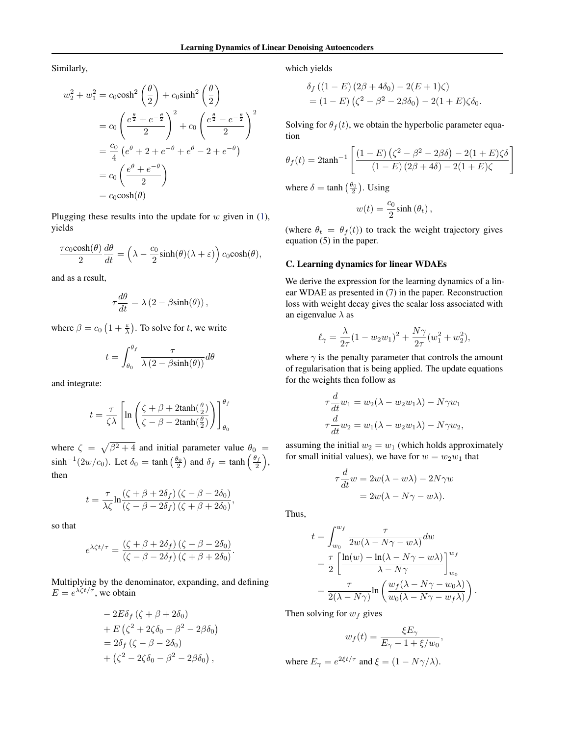Similarly,

$$
\begin{aligned}
w_2^2 + w_1^2 &= c_0 \cosh^2\left(\frac{\theta}{2}\right) + c_0 \sinh^2\left(\frac{\theta}{2}\right) \\
&= c_0 \left(\frac{e^{\frac{\theta}{2}} + e^{-\frac{\theta}{2}}}{2}\right)^2 + c_0 \left(\frac{e^{\frac{\theta}{2}} - e^{-\frac{\theta}{2}}}{2}\right)^2 \\
&= \frac{c_0}{4}\left(e^{\theta} + 2 + e^{-\theta} + e^{\theta} - 2 + e^{-\theta}\right) \\
&= c_0 \left(\frac{e^{\theta} + e^{-\theta}}{2}\right) \\
&= c_0 \cosh(\theta)
\end{aligned}
$$

Plugging these results into the update for $w$ given in (1), yields

$$
\frac{\tau c_0 \cosh(\theta)}{2}\frac{d\theta}{dt} = \left(\lambda - \frac{c_0}{2}\sinh(\theta)(\lambda + \varepsilon)\right) c_0 \cosh(\theta),
$$

and as a result,

$$
\tau \frac{d\theta}{dt} = \lambda\left(2 - \beta \sinh(\theta)\right),
$$

where $\beta = c_0\left(1 + \frac{\varepsilon}{\lambda}\right)$. To solve for $t$, we write

$$
t = \int_{\theta_0}^{\theta_f} \frac{\tau}{\lambda\left(2 - \beta\sinh(\theta)\right)} d\theta
$$

and integrate:

$$
t = \frac{\tau}{\zeta\lambda}\left[\ln\left(\frac{\zeta + \beta + 2\tanh(\frac{\theta}{2})}{\zeta - \beta - 2\tanh(\frac{\theta}{2})}\right)\right]_{\theta_0}^{\theta_f}
$$

where $\zeta = \sqrt{\beta^2 + 4}$ and initial parameter value $\theta_0 = \sinh^{-1}(2w/c_0)$. Let $\delta_0 = \tanh\left(\frac{\theta_0}{2}\right)$ and $\delta_f = \tanh\left(\frac{\theta_f}{2}\right)$, then

$$
t = \frac{\tau}{\lambda\zeta}\ln\frac{\left(\zeta + \beta + 2\delta_f\right)\left(\zeta - \beta - 2\delta_0\right)}{\left(\zeta - \beta - 2\delta_f\right)\left(\zeta + \beta + 2\delta_0\right)},
$$

so that

$$
e^{\lambda\zeta t/\tau} = \frac{\left(\zeta + \beta + 2\delta_f\right)\left(\zeta - \beta - 2\delta_0\right)}{\left(\zeta - \beta - 2\delta_f\right)\left(\zeta + \beta + 2\delta_0\right)}.
$$

Multiplying by the denominator, expanding, and defining $E = e^{\lambda\zeta t/\tau}$, we obtain

$$
\begin{aligned}
&-2E\delta_f\left(\zeta + \beta + 2\delta_0\right) \\
&+ E\left(\zeta^2 + 2\zeta\delta_0 - \beta^2 - 2\beta\delta_0\right) \\
&= 2\delta_f\left(\zeta - \beta - 2\delta_0\right) \\
&+ \left(\zeta^2 - 2\zeta\delta_0 - \beta^2 - 2\beta\delta_0\right),
\end{aligned}
$$

which yields

$$
\begin{aligned}
&\delta_f\left(\left(1 - E\right)\left(2\beta + 4\delta_0\right) - 2(E + 1)\zeta\right) \\
&= (1 - E)\left(\zeta^2 - \beta^2 - 2\beta\delta_0\right) - 2(1 + E)\zeta\delta_0.
\end{aligned}
$$

Solving for $\theta_f(t)$, we obtain the hyperbolic parameter equation

$$
\theta_f(t) = 2\tanh^{-1}\left[\frac{(1 - E)\left(\zeta^2 - \beta^2 - 2\beta\delta\right) - 2(1 + E)\zeta\delta}{(1 - E)\left(2\beta + 4\delta\right) - 2(1 + E)\zeta}\right]
$$

where $\delta = \tanh\left(\frac{\theta_0}{2}\right)$. Using

$$
w(t) = \frac{c_0}{2}\sinh\left(\theta_t\right),
$$

(where $\theta_t = \theta_f(t)$) to track the weight trajectory gives equation (5) in the paper.

## C. Learning dynamics for linear WDAEs

We derive the expression for the learning dynamics of a linear WDAE as presented in (7) in the paper. Reconstruction loss with weight decay gives the scalar loss associated with an eigenvalue $\lambda$ as

$$
\ell_\gamma = \frac{\lambda}{2\tau}(1 - w_2 w_1)^2 + \frac{N\gamma}{2\tau}(w_1^2 + w_2^2),
$$

where $\gamma$ is the penalty parameter that controls the amount of regularisation that is being applied. The update equations for the weights then follow as

$$
\begin{aligned}
\tau\frac{d}{dt}w_1 &= w_2(\lambda - w_2 w_1 \lambda) - N\gamma w_1 \\
\tau\frac{d}{dt}w_2 &= w_1(\lambda - w_2 w_1 \lambda) - N\gamma w_2,
\end{aligned}
$$

assuming the initial $w_2 = w_1$ (which holds approximately for small initial values), we have for $w = w_2 w_1$ that

$$
\begin{aligned}
\tau\frac{d}{dt}w &= 2w(\lambda - w\lambda) - 2N\gamma w \\
&= 2w(\lambda - N\gamma - w\lambda).
\end{aligned}
$$

Thus,

$$
\begin{aligned}
t &= \int_{w_0}^{w_f} \frac{\tau}{2w(\lambda - N\gamma - w\lambda)} dw \\
&= \frac{\tau}{2}\left[\frac{\ln(w) - \ln(\lambda - N\gamma - w\lambda)}{\lambda - N\gamma}\right]_{w_0}^{w_f} \\
&= \frac{\tau}{2(\lambda - N\gamma)}\ln\left(\frac{w_f(\lambda - N\gamma - w_0\lambda)}{w_0(\lambda - N\gamma - w_f\lambda)}\right).
\end{aligned}
$$

Then solving for $w_f$ gives

$$
w_f(t) = \frac{\xi E_\gamma}{E_\gamma - 1 + \xi/w_0},
$$

where $E_\gamma = e^{2\xi t/\tau}$ and $\xi = (1 - N\gamma/\lambda)$.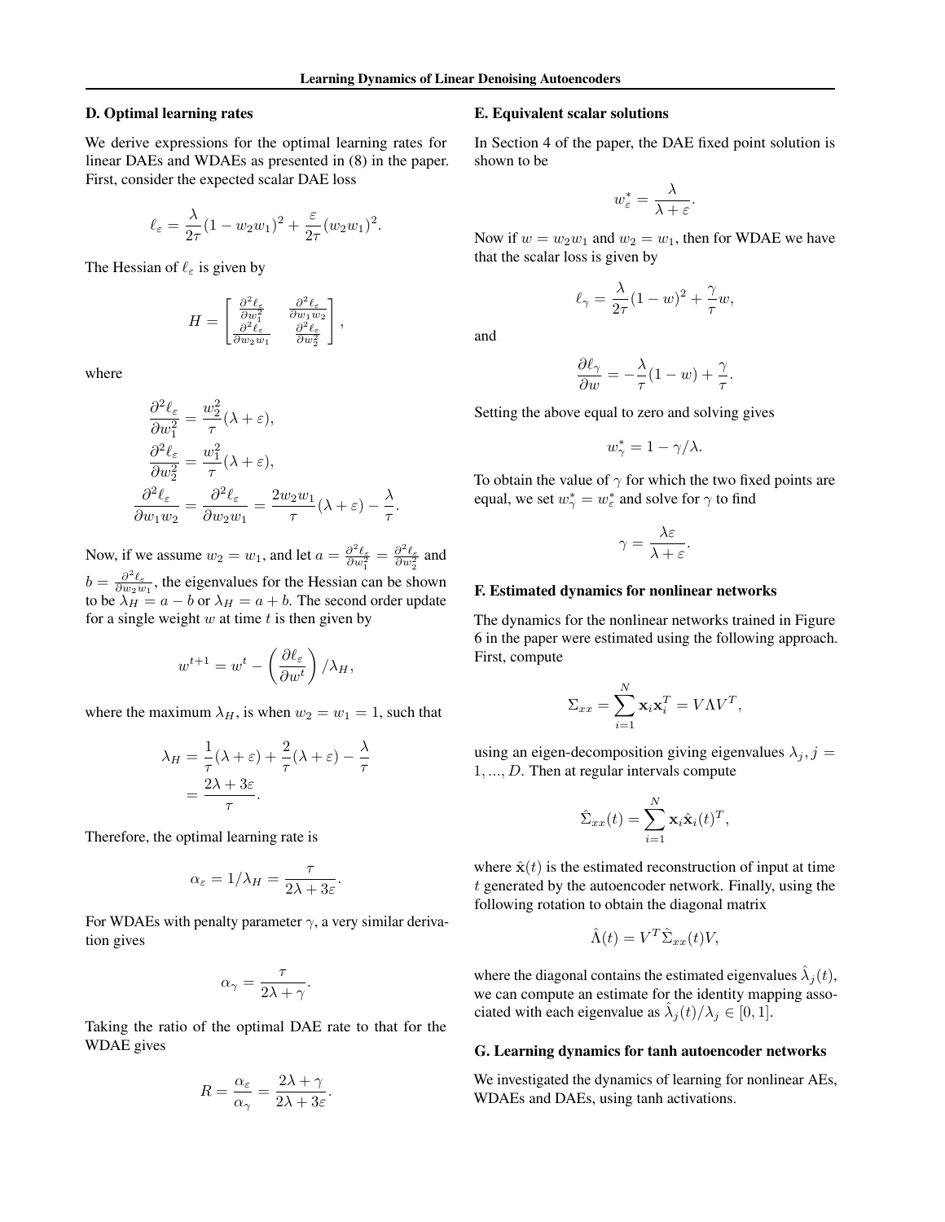## D. Optimal learning rates

We derive expressions for the optimal learning rates for linear DAEs and WDAEs as presented in (8) in the paper. First, consider the expected scalar DAE loss

$$\ell_\varepsilon = \frac{\lambda}{2\tau}(1 - w_2 w_1)^2 + \frac{\varepsilon}{2\tau}(w_2 w_1)^2.$$

The Hessian of $\ell_\varepsilon$ is given by

$$H = \begin{bmatrix} \frac{\partial^2 \ell_\varepsilon}{\partial w_1^2} & \frac{\partial^2 \ell_\varepsilon}{\partial w_1 w_2} \\ \frac{\partial^2 \ell_\varepsilon}{\partial w_2 w_1} & \frac{\partial^2 \ell_\varepsilon}{\partial w_2^2} \end{bmatrix},$$

where

$$\frac{\partial^2 \ell_\varepsilon}{\partial w_1^2} = \frac{w_2^2}{\tau}(\lambda + \varepsilon),$$
$$\frac{\partial^2 \ell_\varepsilon}{\partial w_2^2} = \frac{w_1^2}{\tau}(\lambda + \varepsilon),$$
$$\frac{\partial^2 \ell_\varepsilon}{\partial w_1 w_2} = \frac{\partial^2 \ell_\varepsilon}{\partial w_2 w_1} = \frac{2 w_2 w_1}{\tau}(\lambda + \varepsilon) - \frac{\lambda}{\tau}.$$

Now, if we assume $w_2 = w_1$, and let $a = \frac{\partial^2 \ell_\varepsilon}{\partial w_1^2} = \frac{\partial^2 \ell_\varepsilon}{\partial w_2^2}$ and $b = \frac{\partial^2 \ell_\varepsilon}{\partial w_2 w_1}$, the eigenvalues for the Hessian can be shown to be $\lambda_H = a - b$ or $\lambda_H = a + b$. The second order update for a single weight $w$ at time $t$ is then given by

$$w^{t+1} = w^t - \left(\frac{\partial \ell_\varepsilon}{\partial w^t}\right) / \lambda_H,$$

where the maximum $\lambda_H$, is when $w_2 = w_1 = 1$, such that

$$\lambda_H = \frac{1}{\tau}(\lambda + \varepsilon) + \frac{2}{\tau}(\lambda + \varepsilon) - \frac{\lambda}{\tau}$$
$$= \frac{2\lambda + 3\varepsilon}{\tau}.$$

Therefore, the optimal learning rate is

$$\alpha_\varepsilon = 1/\lambda_H = \frac{\tau}{2\lambda + 3\varepsilon}.$$

For WDAEs with penalty parameter $\gamma$, a very similar derivation gives

$$\alpha_\gamma = \frac{\tau}{2\lambda + \gamma}.$$

Taking the ratio of the optimal DAE rate to that for the WDAE gives

$$R = \frac{\alpha_\varepsilon}{\alpha_\gamma} = \frac{2\lambda + \gamma}{2\lambda + 3\varepsilon}.$$

## E. Equivalent scalar solutions

In Section 4 of the paper, the DAE fixed point solution is shown to be

$$w_\varepsilon^* = \frac{\lambda}{\lambda + \varepsilon}.$$

Now if $w = w_2 w_1$ and $w_2 = w_1$, then for WDAE we have that the scalar loss is given by

$$\ell_\gamma = \frac{\lambda}{2\tau}(1 - w)^2 + \frac{\gamma}{\tau} w,$$

and

$$\frac{\partial \ell_\gamma}{\partial w} = -\frac{\lambda}{\tau}(1 - w) + \frac{\gamma}{\tau}.$$

Setting the above equal to zero and solving gives

$$w_\gamma^* = 1 - \gamma/\lambda.$$

To obtain the value of $\gamma$ for which the two fixed points are equal, we set $w_\gamma^* = w_\varepsilon^*$ and solve for $\gamma$ to find

$$\gamma = \frac{\lambda\varepsilon}{\lambda + \varepsilon}.$$

## F. Estimated dynamics for nonlinear networks

The dynamics for the nonlinear networks trained in Figure 6 in the paper were estimated using the following approach. First, compute

$$\Sigma_{xx} = \sum_{i=1}^{N} \mathbf{x}_i \mathbf{x}_i^T = V \Lambda V^T,$$

using an eigen-decomposition giving eigenvalues $\lambda_j, j = 1, ..., D$. Then at regular intervals compute

$$\hat{\Sigma}_{xx}(t) = \sum_{i=1}^{N} \mathbf{x}_i \hat{\mathbf{x}}_i(t)^T,$$

where $\hat{\mathbf{x}}(t)$ is the estimated reconstruction of input at time $t$ generated by the autoencoder network. Finally, using the following rotation to obtain the diagonal matrix

$$\hat{\Lambda}(t) = V^T \hat{\Sigma}_{xx}(t) V,$$

where the diagonal contains the estimated eigenvalues $\hat{\lambda}_j(t)$, we can compute an estimate for the identity mapping associated with each eigenvalue as $\hat{\lambda}_j(t)/\lambda_j \in [0, 1]$.

## G. Learning dynamics for tanh autoencoder networks

We investigated the dynamics of learning for nonlinear AEs, WDAEs and DAEs, using tanh activations.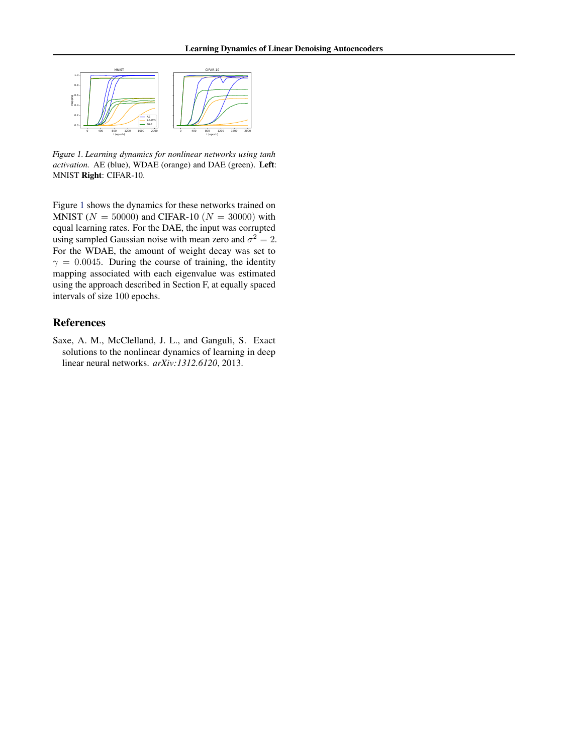MNIST

1.0
0.8
0.6
0.4
0.2
0.0

Mapping

0 400 800 1200 1600 2000

t (epoch)

AE
AE-WD
DAE

CIFAR-10

0 400 800 1200 1600 2000

t (epoch)

*Figure 1. Learning dynamics for nonlinear networks using tanh activation.* AE (blue), WDAE (orange) and DAE (green). **Left**: MNIST **Right**: CIFAR-10.

Figure 1 shows the dynamics for these networks trained on MNIST ($N = 50000$) and CIFAR-10 ($N = 30000$) with equal learning rates. For the DAE, the input was corrupted using sampled Gaussian noise with mean zero and $\sigma^2 = 2$. For the WDAE, the amount of weight decay was set to $\gamma = 0.0045$. During the course of training, the identity mapping associated with each eigenvalue was estimated using the approach described in Section F, at equally spaced intervals of size 100 epochs.

## References

Saxe, A. M., McClelland, J. L., and Ganguli, S. Exact solutions to the nonlinear dynamics of learning in deep linear neural networks. *arXiv:1312.6120*, 2013.